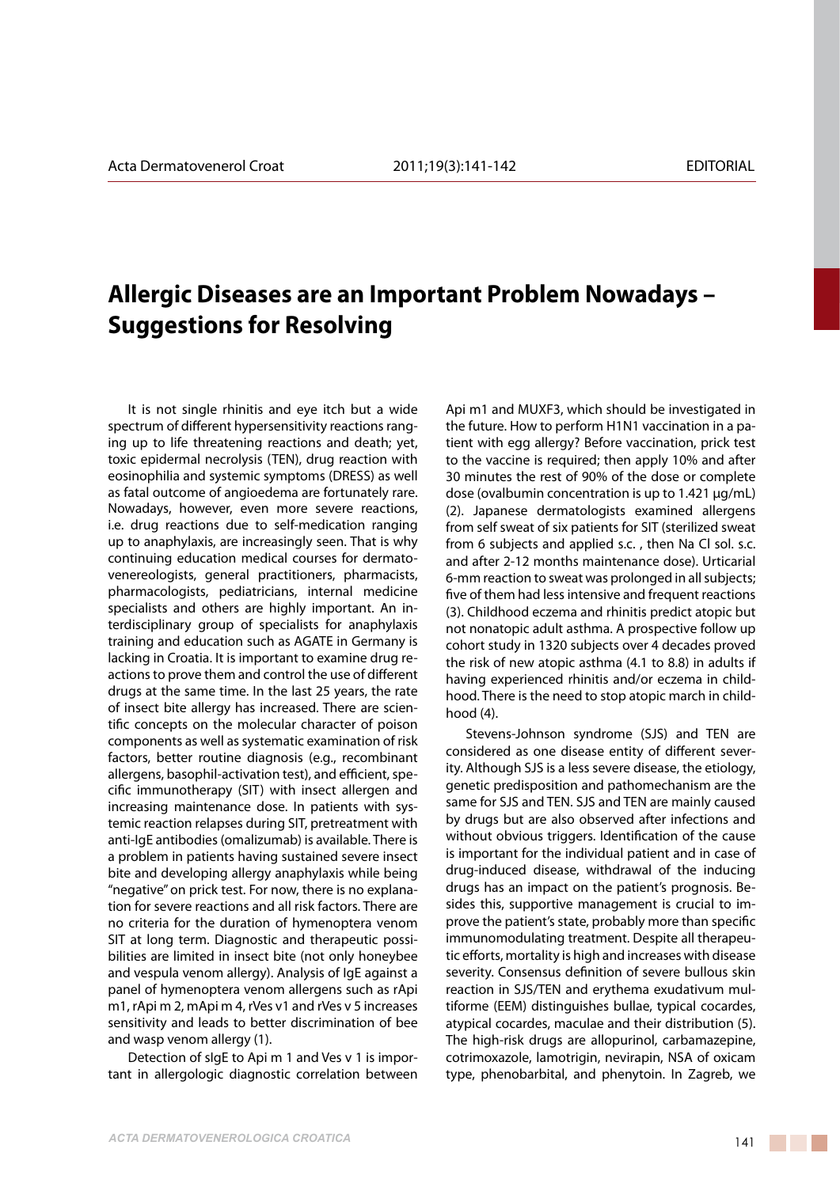# Allergic Diseases are an Important Problem Nowadays – Suggestions for Resolving

It is not single rhinitis and eye itch but a wide spectrum of different hypersensitivity reactions ranging up to life threatening reactions and death; yet, toxic epidermal necrolysis (TEN), drug reaction with eosinophilia and systemic symptoms (DRESS) as well as fatal outcome of angioedema are fortunately rare. Nowadays, however, even more severe reactions, i.e. drug reactions due to self-medication ranging up to anaphylaxis, are increasingly seen. That is why continuing education medical courses for dermatovenereologists, general practitioners, pharmacists, pharmacologists, pediatricians, internal medicine specialists and others are highly important. An interdisciplinary group of specialists for anaphylaxis training and education such as AGATE in Germany is lacking in Croatia. It is important to examine drug reactions to prove them and control the use of different drugs at the same time. In the last 25 years, the rate of insect bite allergy has increased. There are scientific concepts on the molecular character of poison components as well as systematic examination of risk factors, better routine diagnosis (e.g., recombinant allergens, basophil-activation test), and efficient, specific immunotherapy (SIT) with insect allergen and increasing maintenance dose. In patients with systemic reaction relapses during SIT, pretreatment with anti-IgE antibodies (omalizumab) is available. There is a problem in patients having sustained severe insect bite and developing allergy anaphylaxis while being "negative" on prick test. For now, there is no explanation for severe reactions and all risk factors. There are no criteria for the duration of hymenoptera venom SIT at long term. Diagnostic and therapeutic possibilities are limited in insect bite (not only honeybee and vespula venom allergy). Analysis of IgE against a panel of hymenoptera venom allergens such as rApi m1, rApi m 2, mApi m 4, rVes v1 and rVes v 5 increases sensitivity and leads to better discrimination of bee and wasp venom allergy (1).

Detection of sIgE to Api m 1 and Ves v 1 is important in allergologic diagnostic correlation between Api m1 and MUXF3, which should be investigated in the future. How to perform H1N1 vaccination in a patient with egg allergy? Before vaccination, prick test to the vaccine is required; then apply 10% and after 30 minutes the rest of 90% of the dose or complete dose (ovalbumin concentration is up to 1.421 µg/mL) (2). Japanese dermatologists examined allergens from self sweat of six patients for SIT (sterilized sweat from 6 subjects and applied s.c. , then Na Cl sol. s.c. and after 2-12 months maintenance dose). Urticarial 6-mm reaction to sweat was prolonged in all subjects; five of them had less intensive and frequent reactions (3). Childhood eczema and rhinitis predict atopic but not nonatopic adult asthma. A prospective follow up cohort study in 1320 subjects over 4 decades proved the risk of new atopic asthma (4.1 to 8.8) in adults if having experienced rhinitis and/or eczema in childhood. There is the need to stop atopic march in childhood (4).

Stevens-Johnson syndrome (SJS) and TEN are considered as one disease entity of different severity. Although SJS is a less severe disease, the etiology, genetic predisposition and pathomechanism are the same for SJS and TEN. SJS and TEN are mainly caused by drugs but are also observed after infections and without obvious triggers. Identification of the cause is important for the individual patient and in case of drug-induced disease, withdrawal of the inducing drugs has an impact on the patient's prognosis. Besides this, supportive management is crucial to improve the patient's state, probably more than specific immunomodulating treatment. Despite all therapeutic efforts, mortality is high and increases with disease severity. Consensus definition of severe bullous skin reaction in SJS/TEN and erythema exudativum multiforme (EEM) distinguishes bullae, typical cocardes, atypical cocardes, maculae and their distribution (5). The high-risk drugs are allopurinol, carbamazepine, cotrimoxazole, lamotrigin, nevirapin, NSA of oxicam type, phenobarbital, and phenytoin. In Zagreb, we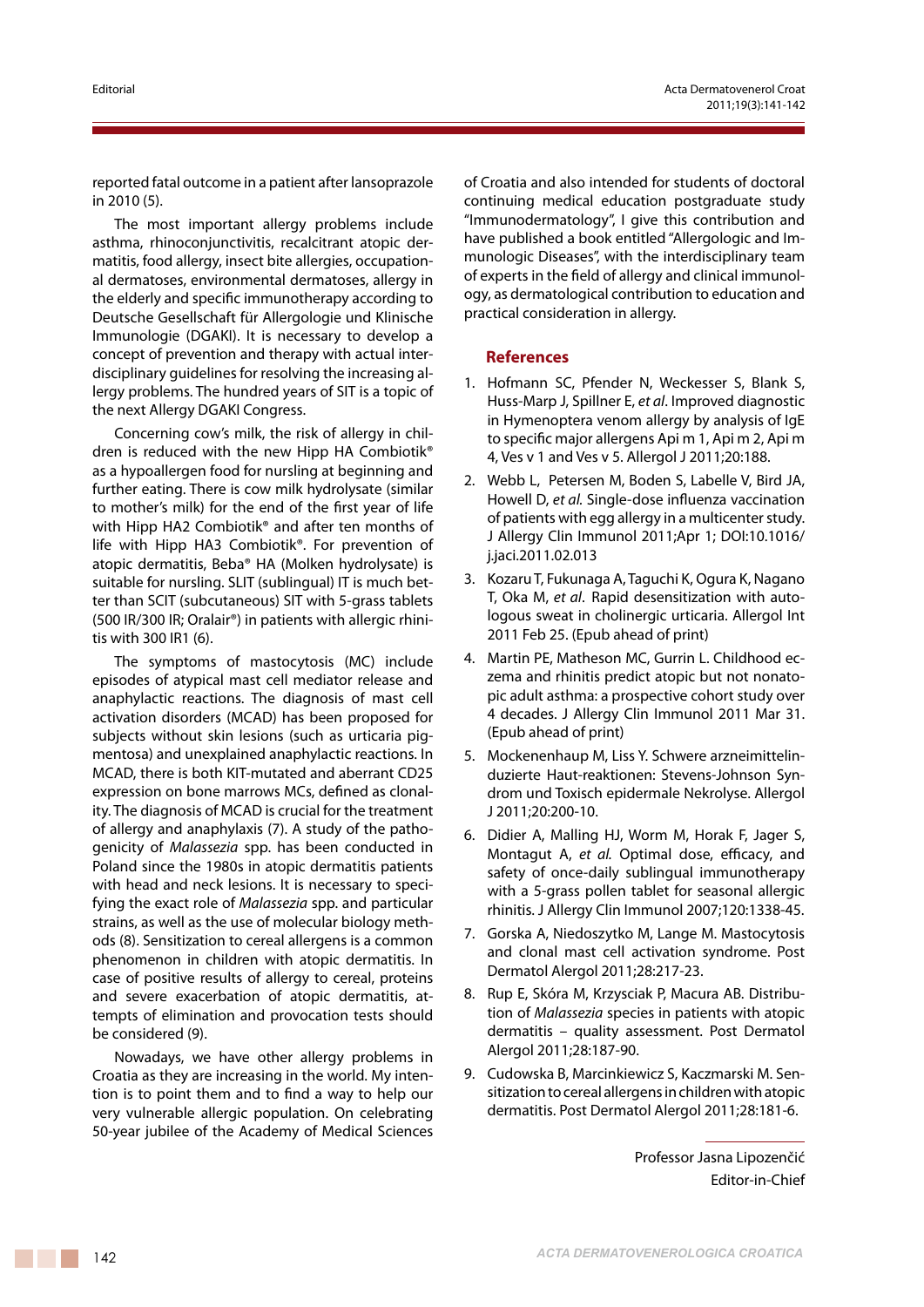reported fatal outcome in a patient after lansoprazole in 2010 (5).

The most important allergy problems include asthma, rhinoconjunctivitis, recalcitrant atopic dermatitis, food allergy, insect bite allergies, occupational dermatoses, environmental dermatoses, allergy in the elderly and specific immunotherapy according to Deutsche Gesellschaft für Allergologie und Klinische Immunologie (DGAKI). It is necessary to develop a concept of prevention and therapy with actual interdisciplinary guidelines for resolving the increasing allergy problems. The hundred years of SIT is a topic of the next Allergy DGAKI Congress.

Concerning cow's milk, the risk of allergy in children is reduced with the new Hipp HA Combiotik® as a hypoallergen food for nursling at beginning and further eating. There is cow milk hydrolysate (similar to mother's milk) for the end of the first year of life with Hipp HA2 Combiotik® and after ten months of life with Hipp HA3 Combiotik®. For prevention of atopic dermatitis, Beba® HA (Molken hydrolysate) is suitable for nursling. SLIT (sublingual) IT is much better than SCIT (subcutaneous) SIT with 5-grass tablets (500 IR/300 IR; Oralair®) in patients with allergic rhinitis with 300 IR1 (6).

The symptoms of mastocytosis (MC) include episodes of atypical mast cell mediator release and anaphylactic reactions. The diagnosis of mast cell activation disorders (MCAD) has been proposed for subjects without skin lesions (such as urticaria pigmentosa) and unexplained anaphylactic reactions. In MCAD, there is both KIT-mutated and aberrant CD25 expression on bone marrows MCs, defined as clonality. The diagnosis of MCAD is crucial for the treatment of allergy and anaphylaxis (7). A study of the pathogenicity of *Malassezia* spp. has been conducted in Poland since the 1980s in atopic dermatitis patients with head and neck lesions. It is necessary to specifying the exact role of *Malassezia* spp. and particular strains, as well as the use of molecular biology methods (8). Sensitization to cereal allergens is a common phenomenon in children with atopic dermatitis. In case of positive results of allergy to cereal, proteins and severe exacerbation of atopic dermatitis, attempts of elimination and provocation tests should be considered (9).

Nowadays, we have other allergy problems in Croatia as they are increasing in the world. My intention is to point them and to find a way to help our very vulnerable allergic population. On celebrating 50-year jubilee of the Academy of Medical Sciences of Croatia and also intended for students of doctoral continuing medical education postgraduate study "Immunodermatology", I give this contribution and have published a book entitled "Allergologic and Immunologic Diseases", with the interdisciplinary team of experts in the field of allergy and clinical immunology, as dermatological contribution to education and practical consideration in allergy.

## References

1. Hofmann SC, Pfender N, Weckesser S, Blank S, Huss-Marp J, Spillner E, *et al*. Improved diagnostic in Hymenoptera venom allergy by analysis of IgE to specific major allergens Api m 1, Api m 2, Api m 4, Ves v 1 and Ves v 5. Allergol J 2011;20:188.
2. Webb L, Petersen M, Boden S, Labelle V, Bird JA, Howell D, *et al.* Single-dose influenza vaccination of patients with egg allergy in a multicenter study. J Allergy Clin Immunol 2011;Apr 1; DOI:10.1016/j.jaci.2011.02.013
3. Kozaru T, Fukunaga A, Taguchi K, Ogura K, Nagano T, Oka M, *et al*. Rapid desensitization with autologous sweat in cholinergic urticaria. Allergol Int 2011 Feb 25. (Epub ahead of print)
4. Martin PE, Matheson MC, Gurrin L. Childhood eczema and rhinitis predict atopic but not nonatopic adult asthma: a prospective cohort study over 4 decades. J Allergy Clin Immunol 2011 Mar 31. (Epub ahead of print)
5. Mockenenhaup M, Liss Y. Schwere arzneimittelinduzierte Haut-reaktionen: Stevens-Johnson Syndrom und Toxisch epidermale Nekrolyse. Allergol J 2011;20:200-10.
6. Didier A, Malling HJ, Worm M, Horak F, Jager S, Montagut A, *et al.* Optimal dose, efficacy, and safety of once-daily sublingual immunotherapy with a 5-grass pollen tablet for seasonal allergic rhinitis. J Allergy Clin Immunol 2007;120:1338-45.
7. Gorska A, Niedoszytko M, Lange M. Mastocytosis and clonal mast cell activation syndrome. Post Dermatol Alergol 2011;28:217-23.
8. Rup E, Skóra M, Krzysciak P, Macura AB. Distribution of *Malassezia* species in patients with atopic dermatitis – quality assessment. Post Dermatol Alergol 2011;28:187-90.
9. Cudowska B, Marcinkiewicz S, Kaczmarski M. Sensitization to cereal allergens in children with atopic dermatitis. Post Dermatol Alergol 2011;28:181-6.

Professor Jasna Lipozenčić
Editor-in-Chief